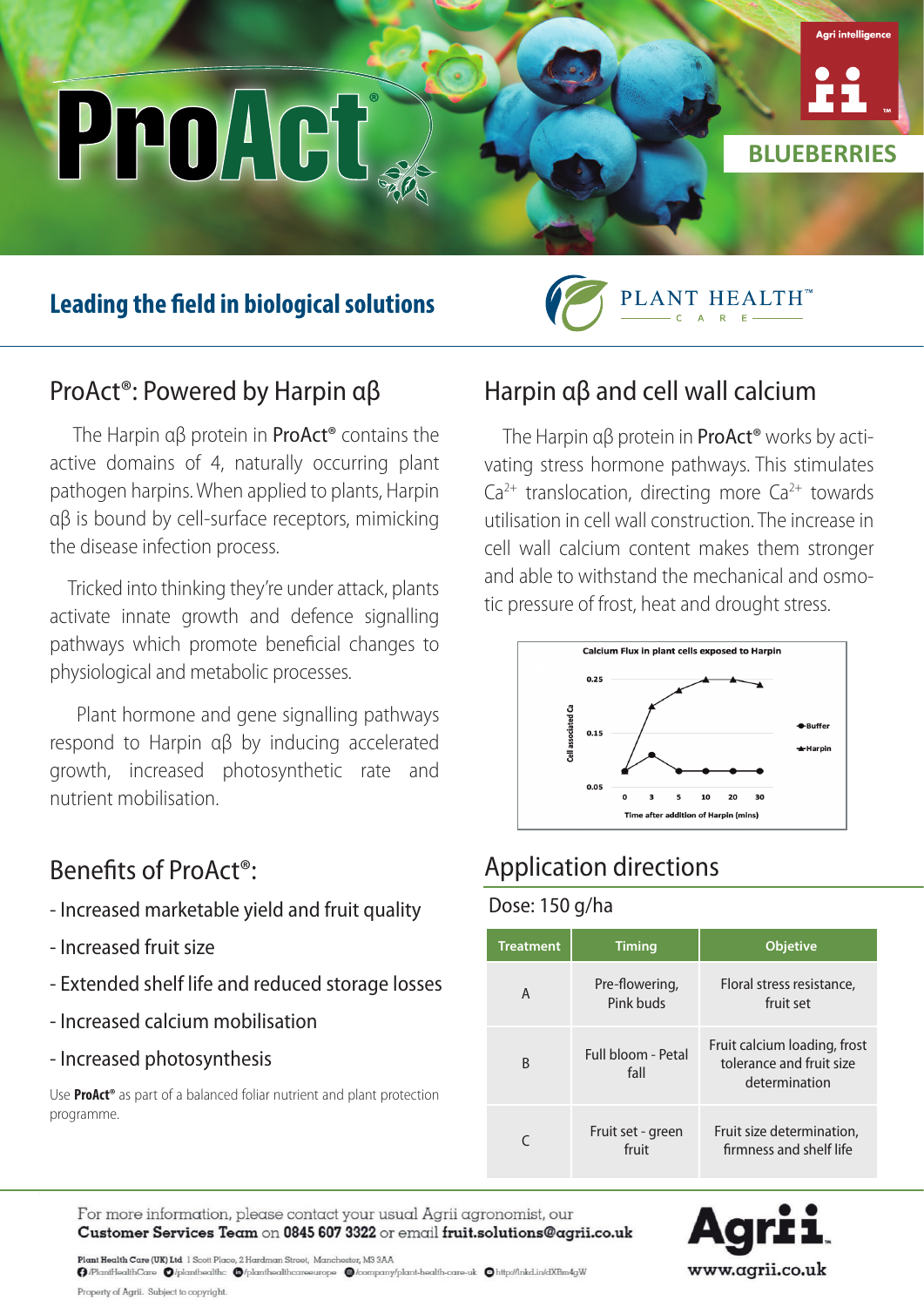# ProAct®

BLUEBERRIES

## Leading the field in biological solutions

PLANT HEALTH™ CARE

## ProAct®: Powered by Harpin αβ

The Harpin αβ protein in **ProAct®** contains the active domains of 4, naturally occurring plant pathogen harpins. When applied to plants, Harpin αβ is bound by cell-surface receptors, mimicking the disease infection process.

Tricked into thinking they're under attack, plants activate innate growth and defence signalling pathways which promote beneficial changes to physiological and metabolic processes.

Plant hormone and gene signalling pathways respond to Harpin αβ by inducing accelerated growth, increased photosynthetic rate and nutrient mobilisation.

## Benefits of ProAct®:

- Increased marketable yield and fruit quality
- Increased fruit size
- Extended shelf life and reduced storage losses
- Increased calcium mobilisation
- Increased photosynthesis

Use **ProAct®** as part of a balanced foliar nutrient and plant protection programme.

## Harpin αβ and cell wall calcium

The Harpin αβ protein in **ProAct®** works by activating stress hormone pathways. This stimulates $Ca^{2+}$ translocation, directing more $Ca^{2+}$ towards utilisation in cell wall construction. The increase in cell wall calcium content makes them stronger and able to withstand the mechanical and osmotic pressure of frost, heat and drought stress.

**Calcium Flux in plant cells exposed to Harpin**

Y-axis: Cell associated Ca (0.05, 0.15, 0.25); X-axis: Time after addition of Harpin (mins) (0, 3, 5, 10, 20, 30). Series: Buffer, Harpin.

## Application directions

Dose: 150 g/ha

| Treatment | Timing | Objetive |
|---|---|---|
| A | Pre-flowering, Pink buds | Floral stress resistance, fruit set |
| B | Full bloom - Petal fall | Fruit calcium loading, frost tolerance and fruit size determination |
| C | Fruit set - green fruit | Fruit size determination, firmness and shelf life |

For more information, please contact your usual Agrii agronomist, our **Customer Services Team** on **0845 607 3322** or email **fruit.solutions@agrii.co.uk**

**Plant Health Care (UK) Ltd** 1 Scott Place, 2 Hardman Street, Manchester, M3 3AA
/PlantHealthCare /planthealthc /planthealthcareeurope /company/plant-health-care-uk http://lnkd.in/dXBm4gW

Property of Agrii. Subject to copyright.

Agrii
www.agrii.co.uk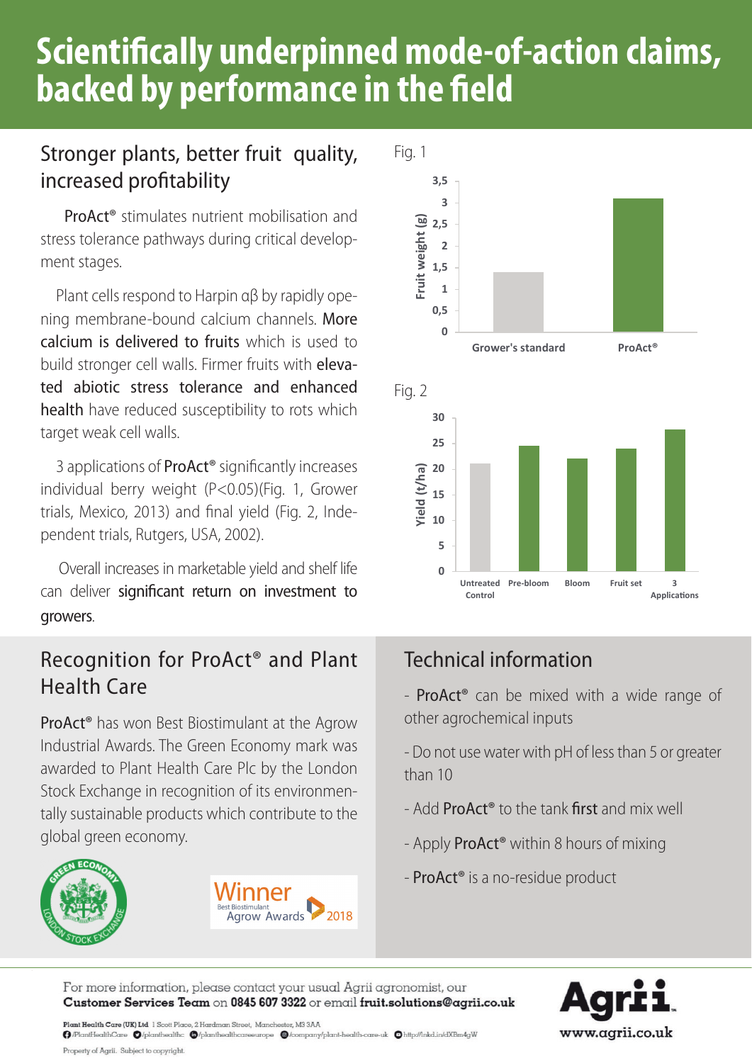# Scientifically underpinned mode-of-action claims, backed by performance in the field

## Stronger plants, better fruit quality, increased profitability

ProAct® stimulates nutrient mobilisation and stress tolerance pathways during critical development stages.

Plant cells respond to Harpin αβ by rapidly opening membrane-bound calcium channels. More calcium is delivered to fruits which is used to build stronger cell walls. Firmer fruits with elevated abiotic stress tolerance and enhanced health have reduced susceptibility to rots which target weak cell walls.

3 applications of ProAct® significantly increases individual berry weight ($P<0.05$)(Fig. 1, Grower trials, Mexico, 2013) and final yield (Fig. 2, Independent trials, Rutgers, USA, 2002).

Overall increases in marketable yield and shelf life can deliver significant return on investment to growers.

Fig. 1

Fruit weight (g)

3,5
3
2,5
2
1,5
1
0,5
0

Grower's standard
ProAct®

Fig. 2

Yield (t/ha)

30
25
20
15
10
5
0

Untreated Control
Pre-bloom
Bloom
Fruit set
3 Applications

## Recognition for ProAct® and Plant Health Care

ProAct® has won Best Biostimulant at the Agrow Industrial Awards. The Green Economy mark was awarded to Plant Health Care Plc by the London Stock Exchange in recognition of its environmentally sustainable products which contribute to the global green economy.

GREEN ECONOMY LONDON STOCK EXCHANGE

Winner Best Biostimulant Agrow Awards 2018

## Technical information

- ProAct® can be mixed with a wide range of other agrochemical inputs
- Do not use water with pH of less than 5 or greater than 10
- Add ProAct® to the tank **first** and mix well
- Apply ProAct® within 8 hours of mixing
- ProAct® is a no-residue product

For more information, please contact your usual Agrii agronomist, our **Customer Services Team** on **0845 607 3322** or email **fruit.solutions@agrii.co.uk**

**Plant Health Care (UK) Ltd** 1 Scott Place, 2 Hardman Street, Manchester, M3 3AA
/PlantHealthCare /planthealthc /planthealthcareeurope /company/plant-health-care-uk http://lnkd.in/dXBm4gW

Property of Agrii. Subject to copyright.

Agrii. www.agrii.co.uk